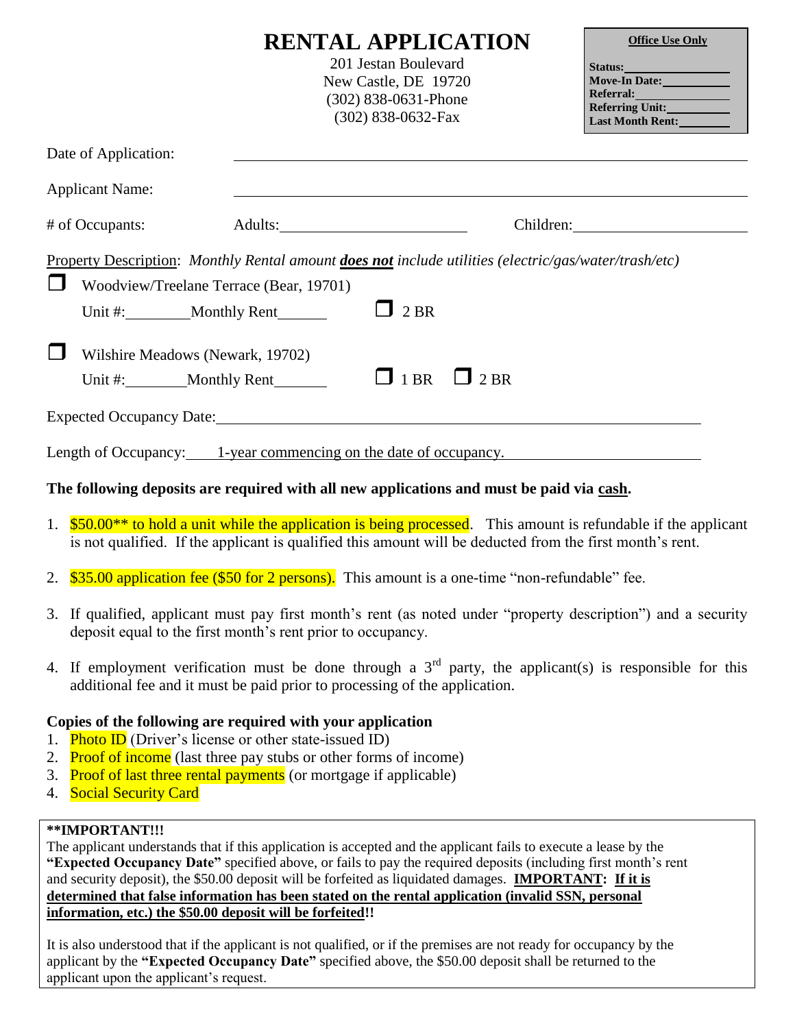# RENTAL APPLICATION

201 Jestan Boulevard
New Castle, DE 19720
(302) 838-0631-Phone
(302) 838-0632-Fax

**Office Use Only**

**Status:**\_\_\_\_\_\_\_\_\_\_
**Move-In Date:**\_\_\_\_\_\_\_\_\_\_
**Referral:**\_\_\_\_\_\_\_\_\_\_
**Referring Unit:**\_\_\_\_\_\_\_\_\_\_
**Last Month Rent:**\_\_\_\_\_\_\_\_\_\_

Date of Application: \_\_\_\_\_\_\_\_\_\_\_\_\_\_\_\_\_\_\_\_\_\_\_\_\_\_\_\_\_\_\_\_\_\_\_\_

Applicant Name: \_\_\_\_\_\_\_\_\_\_\_\_\_\_\_\_\_\_\_\_\_\_\_\_\_\_\_\_\_\_\_\_\_\_\_\_

\# of Occupants: Adults:\_\_\_\_\_\_\_\_\_\_\_\_\_\_\_\_\_\_ Children:\_\_\_\_\_\_\_\_\_\_\_\_\_\_\_\_\_\_

Property Description: *Monthly Rental amount **does not** include utilities (electric/gas/water/trash/etc)*

☐ Woodview/Treelane Terrace (Bear, 19701)
Unit #:\_\_\_\_\_\_\_\_Monthly Rent\_\_\_\_\_\_ ☐ 2 BR

☐ Wilshire Meadows (Newark, 19702)
Unit #:\_\_\_\_\_\_\_\_Monthly Rent\_\_\_\_\_\_ ☐ 1 BR ☐ 2 BR

Expected Occupancy Date:\_\_\_\_\_\_\_\_\_\_\_\_\_\_\_\_\_\_\_\_\_\_\_\_\_\_\_\_\_\_\_\_\_\_\_\_

Length of Occupancy: 1-year commencing on the date of occupancy.

**The following deposits are required with all new applications and must be paid via cash.**

1. $50.00** to hold a unit while the application is being processed. This amount is refundable if the applicant is not qualified. If the applicant is qualified this amount will be deducted from the first month's rent.
2. $35.00 application fee ($50 for 2 persons). This amount is a one-time "non-refundable" fee.
3. If qualified, applicant must pay first month's rent (as noted under "property description") and a security deposit equal to the first month's rent prior to occupancy.
4. If employment verification must be done through a 3rd party, the applicant(s) is responsible for this additional fee and it must be paid prior to processing of the application.

**Copies of the following are required with your application**

1. Photo ID (Driver's license or other state-issued ID)
2. Proof of income (last three pay stubs or other forms of income)
3. Proof of last three rental payments (or mortgage if applicable)
4. Social Security Card

**\*\*IMPORTANT!!!**
The applicant understands that if this application is accepted and the applicant fails to execute a lease by the **"Expected Occupancy Date"** specified above, or fails to pay the required deposits (including first month's rent and security deposit), the $50.00 deposit will be forfeited as liquidated damages. **IMPORTANT: If it is determined that false information has been stated on the rental application (invalid SSN, personal information, etc.) the $50.00 deposit will be forfeited!!**

It is also understood that if the applicant is not qualified, or if the premises are not ready for occupancy by the applicant by the **"Expected Occupancy Date"** specified above, the $50.00 deposit shall be returned to the applicant upon the applicant's request.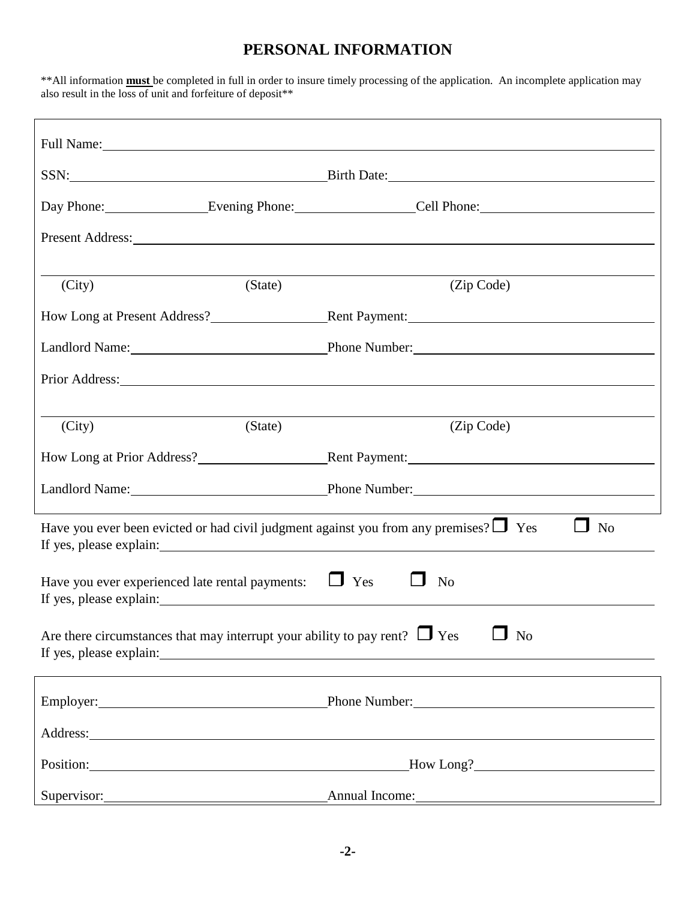# PERSONAL INFORMATION

**All information **must** be completed in full in order to insure timely processing of the application. An incomplete application may also result in the loss of unit and forfeiture of deposit**

Full Name: ______________________________________________

SSN: ____________________ Birth Date: ____________________

Day Phone: ____________ Evening Phone: ____________ Cell Phone: ____________

Present Address: ______________________________________________

______________________________________________

(City) (State) (Zip Code)

How Long at Present Address? ____________ Rent Payment: ____________

Landlord Name: ____________________ Phone Number: ____________________

Prior Address: ______________________________________________

______________________________________________

(City) (State) (Zip Code)

How Long at Prior Address? ____________ Rent Payment: ____________

Landlord Name: ____________________ Phone Number: ____________________

Have you ever been evicted or had civil judgment against you from any premises? ☐ Yes ☐ No

If yes, please explain: ______________________________________________

Have you ever experienced late rental payments: ☐ Yes ☐ No

If yes, please explain: ______________________________________________

Are there circumstances that may interrupt your ability to pay rent? ☐ Yes ☐ No

If yes, please explain: ______________________________________________

Employer: ____________________ Phone Number: ____________________

Address: ______________________________________________

Position: ____________________ How Long? ____________________

Supervisor: ____________________ Annual Income: ____________________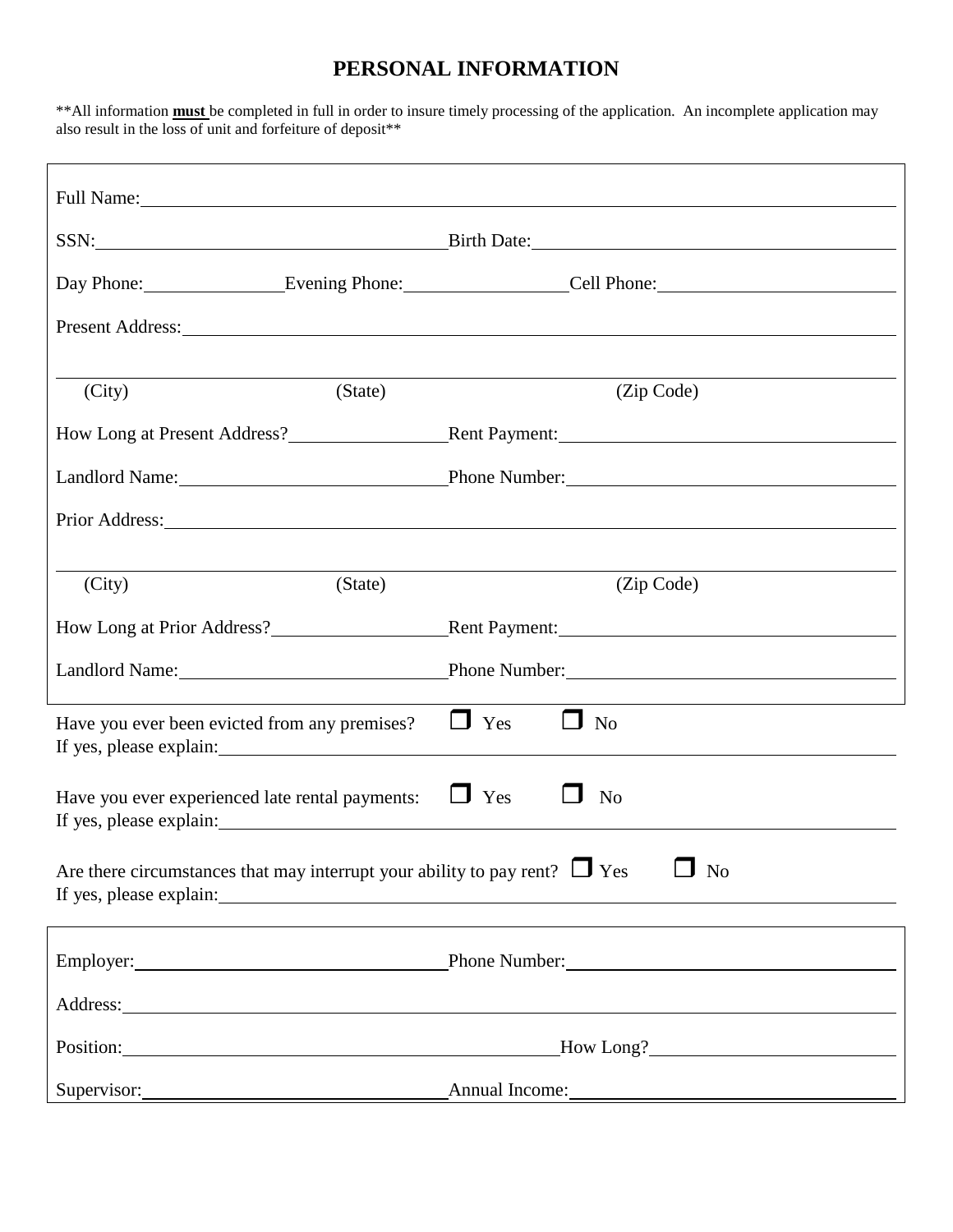# PERSONAL INFORMATION

**All information **must** be completed in full in order to insure timely processing of the application. An incomplete application may also result in the loss of unit and forfeiture of deposit**

Full Name: ______________________________________________

SSN: ______________________ Birth Date: ______________________

Day Phone: ____________ Evening Phone: ____________ Cell Phone: ____________

Present Address: ______________________________________________

______________________________________________
(City) (State) (Zip Code)

How Long at Present Address? ____________ Rent Payment: ____________

Landlord Name: ____________ Phone Number: ____________

Prior Address: ______________________________________________

______________________________________________
(City) (State) (Zip Code)

How Long at Prior Address? ____________ Rent Payment: ____________

Landlord Name: ____________ Phone Number: ____________

Have you ever been evicted from any premises? ☐ Yes ☐ No
If yes, please explain: ______________________________________________

Have you ever experienced late rental payments: ☐ Yes ☐ No
If yes, please explain: ______________________________________________

Are there circumstances that may interrupt your ability to pay rent? ☐ Yes ☐ No
If yes, please explain: ______________________________________________

Employer: ____________ Phone Number: ____________

Address: ______________________________________________

Position: ____________ How Long? ____________

Supervisor: ____________ Annual Income: ____________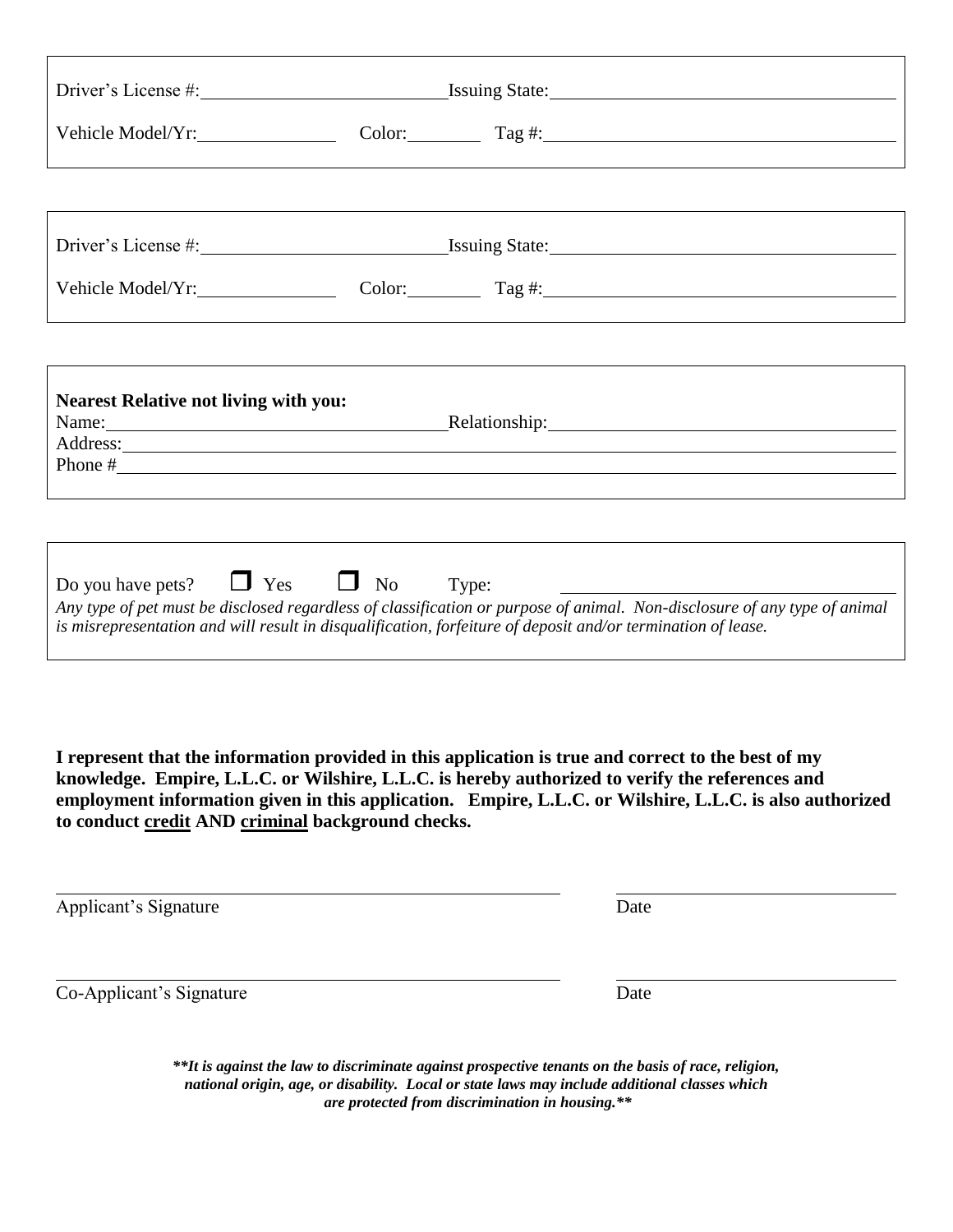Driver's License #: ______________________ Issuing State: ______________________

Vehicle Model/Yr: ______________ Color: ________ Tag #: ______________________

---

Driver's License #: ______________________ Issuing State: ______________________

Vehicle Model/Yr: ______________ Color: ________ Tag #: ______________________

---

**Nearest Relative not living with you:**

Name: ______________________ Relationship: ______________________

Address: ______________________________________________

Phone # ______________________________________________

---

Do you have pets? ☐ Yes ☐ No Type: ______________________

*Any type of pet must be disclosed regardless of classification or purpose of animal. Non-disclosure of any type of animal is misrepresentation and will result in disqualification, forfeiture of deposit and/or termination of lease.*

---

**I represent that the information provided in this application is true and correct to the best of my knowledge. Empire, L.L.C. or Wilshire, L.L.C. is hereby authorized to verify the references and employment information given in this application. Empire, L.L.C. or Wilshire, L.L.C. is also authorized to conduct <u>credit</u> AND <u>criminal</u> background checks.**

______________________________ ______________

Applicant's Signature Date

______________________________ ______________

Co-Applicant's Signature Date

***\*\*It is against the law to discriminate against prospective tenants on the basis of race, religion, national origin, age, or disability. Local or state laws may include additional classes which are protected from discrimination in housing.\*\****